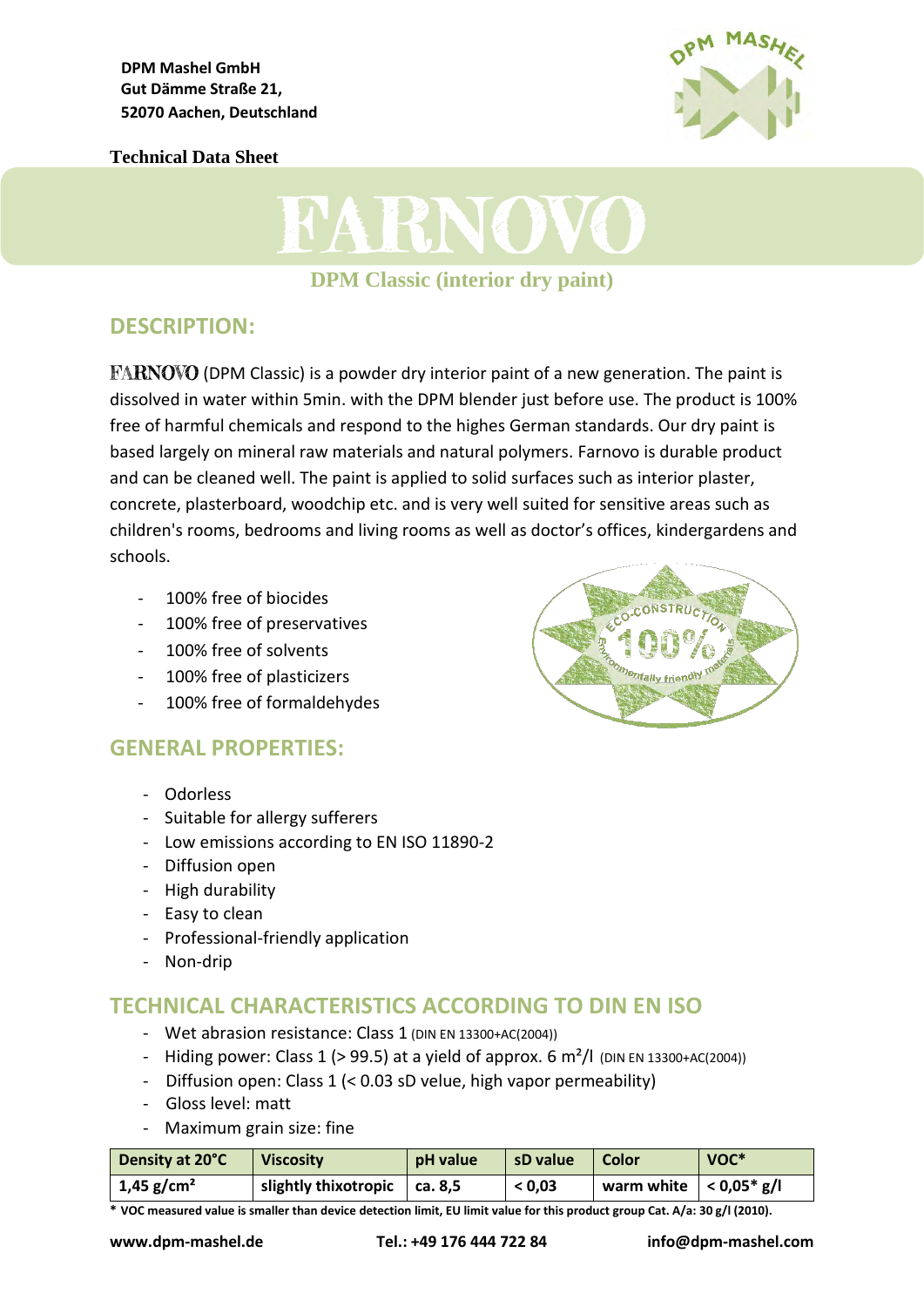DPM Mashel GmbH
Gut Dämme Straße 21,
52070 Aachen, Deutschland

Technical Data Sheet

# FARNOVO

## DPM Classic (interior dry paint)

## DESCRIPTION:

FARNOVO (DPM Classic) is a powder dry interior paint of a new generation. The paint is dissolved in water within 5min. with the DPM blender just before use. The product is 100% free of harmful chemicals and respond to the highes German standards. Our dry paint is based largely on mineral raw materials and natural polymers. Farnovo is durable product and can be cleaned well. The paint is applied to solid surfaces such as interior plaster, concrete, plasterboard, woodchip etc. and is very well suited for sensitive areas such as children's rooms, bedrooms and living rooms as well as doctor's offices, kindergardens and schools.

- 100% free of biocides
- 100% free of preservatives
- 100% free of solvents
- 100% free of plasticizers
- 100% free of formaldehydes

## GENERAL PROPERTIES:

- Odorless
- Suitable for allergy sufferers
- Low emissions according to EN ISO 11890-2
- Diffusion open
- High durability
- Easy to clean
- Professional-friendly application
- Non-drip

## TECHNICAL CHARACTERISTICS ACCORDING TO DIN EN ISO

- Wet abrasion resistance: Class 1 (DIN EN 13300+AC(2004))
- Hiding power: Class 1 (> 99.5) at a yield of approx. 6 m²/l (DIN EN 13300+AC(2004))
- Diffusion open: Class 1 (< 0.03 sD velue, high vapor permeability)
- Gloss level: matt
- Maximum grain size: fine

| Density at 20°C | Viscosity | pH value | sD value | Color | VOC* |
|---|---|---|---|---|---|
| 1,45 g/cm² | slightly thixotropic | ca. 8,5 | < 0,03 | warm white | < 0,05* g/l |

**\* VOC measured value is smaller than device detection limit, EU limit value for this product group Cat. A/a: 30 g/l (2010).**

**www.dpm-mashel.de** **Tel.: +49 176 444 722 84** **info@dpm-mashel.com**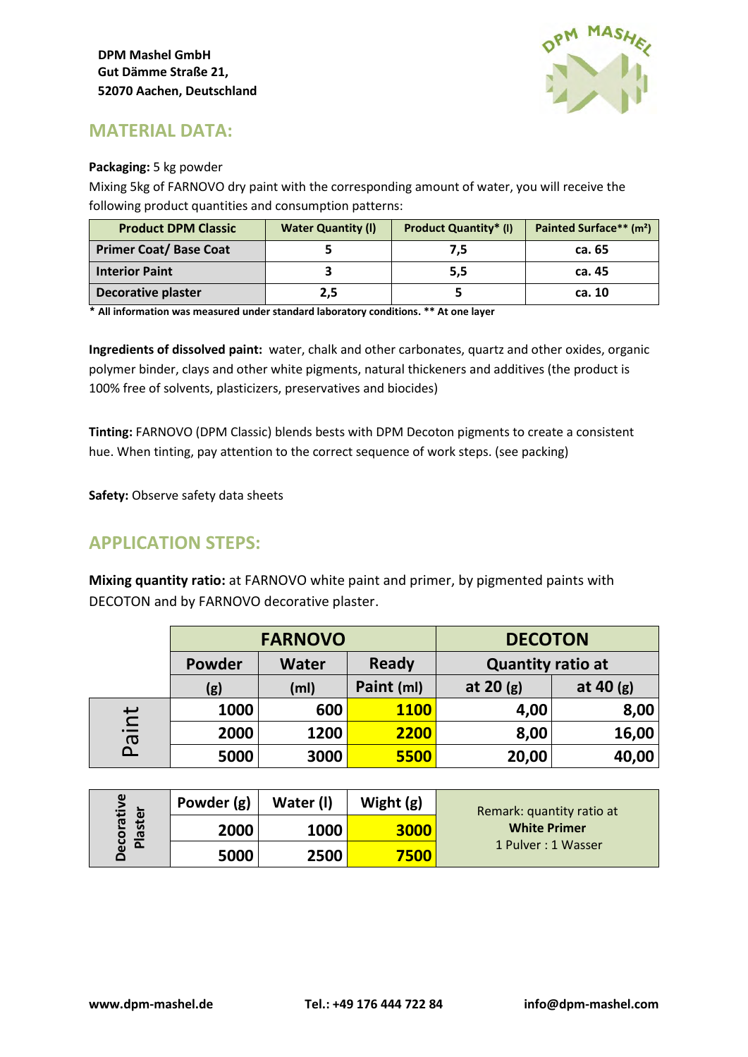**DPM Mashel GmbH**
**Gut Dämme Straße 21,**
**52070 Aachen, Deutschland**

## MATERIAL DATA:

**Packaging:** 5 kg powder

Mixing 5kg of FARNOVO dry paint with the corresponding amount of water, you will receive the following product quantities and consumption patterns:

| Product DPM Classic | Water Quantity (l) | Product Quantity* (l) | Painted Surface** (m²) |
|---|---|---|---|
| Primer Coat/ Base Coat | 5 | 7,5 | ca. 65 |
| Interior Paint | 3 | 5,5 | ca. 45 |
| Decorative plaster | 2,5 | 5 | ca. 10 |

**\* All information was measured under standard laboratory conditions. \*\* At one layer**

**Ingredients of dissolved paint:** water, chalk and other carbonates, quartz and other oxides, organic polymer binder, clays and other white pigments, natural thickeners and additives (the product is 100% free of solvents, plasticizers, preservatives and biocides)

**Tinting:** FARNOVO (DPM Classic) blends bests with DPM Decoton pigments to create a consistent hue. When tinting, pay attention to the correct sequence of work steps. (see packing)

**Safety:** Observe safety data sheets

## APPLICATION STEPS:

**Mixing quantity ratio:** at FARNOVO white paint and primer, by pigmented paints with DECOTON and by FARNOVO decorative plaster.

| | FARNOVO | | | DECOTON | |
|---|---|---|---|---|---|
| | Powder | Water | Ready | Quantity ratio at | |
| | (g) | (ml) | Paint (ml) | at 20 (g) | at 40 (g) |
| Paint | 1000 | 600 | 1100 | 4,00 | 8,00 |
| | 2000 | 1200 | 2200 | 8,00 | 16,00 |
| | 5000 | 3000 | 5500 | 20,00 | 40,00 |

| Decorative Plaster | Powder (g) | Water (l) | Wight (g) | Remark: quantity ratio at **White Primer** 1 Pulver : 1 Wasser |
|---|---|---|---|---|
| | 2000 | 1000 | 3000 | |
| | 5000 | 2500 | 7500 | |

**www.dpm-mashel.de** **Tel.: +49 176 444 722 84** **info@dpm-mashel.com**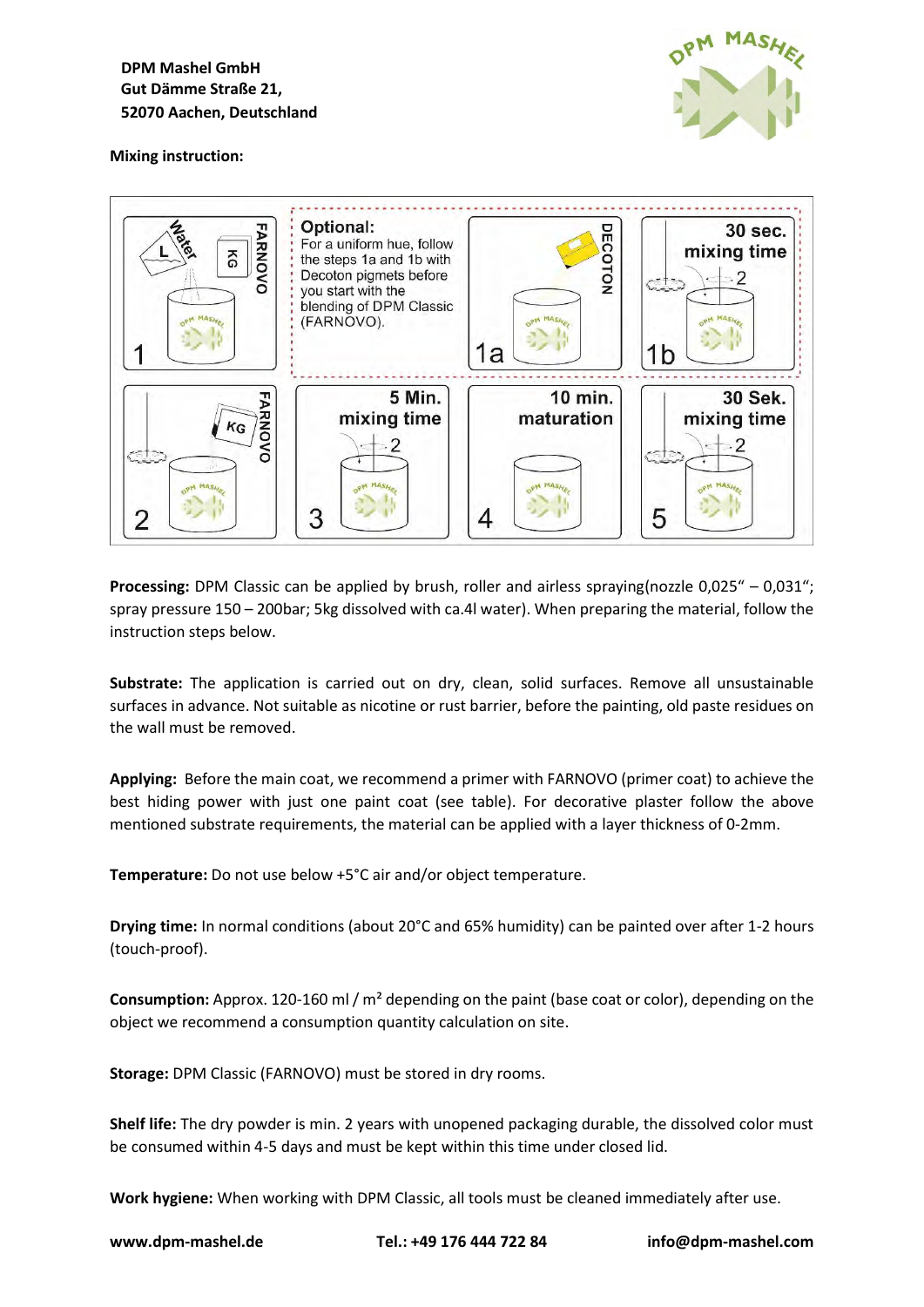**DPM Mashel GmbH**
**Gut Dämme Straße 21,**
**52070 Aachen, Deutschland**

**Mixing instruction:**

| Step | Instruction |
|---|---|
| 1 | Water (L), FARNOVO (KG) |
| Optional | For a uniform hue, follow the steps 1a and 1b with Decoton pigmets before you start with the blending of DPM Classic (FARNOVO). |
| 1a | DECOTON |
| 1b | 30 sec. mixing time (2) |
| 2 | FARNOVO (KG) |
| 3 | 5 Min. mixing time (2) |
| 4 | 10 min. maturation |
| 5 | 30 Sek. mixing time (2) |

**Processing:** DPM Classic can be applied by brush, roller and airless spraying(nozzle 0,025" – 0,031"; spray pressure 150 – 200bar; 5kg dissolved with ca.4l water). When preparing the material, follow the instruction steps below.

**Substrate:** The application is carried out on dry, clean, solid surfaces. Remove all unsustainable surfaces in advance. Not suitable as nicotine or rust barrier, before the painting, old paste residues on the wall must be removed.

**Applying:** Before the main coat, we recommend a primer with FARNOVO (primer coat) to achieve the best hiding power with just one paint coat (see table). For decorative plaster follow the above mentioned substrate requirements, the material can be applied with a layer thickness of 0-2mm.

**Temperature:** Do not use below +5°C air and/or object temperature.

**Drying time:** In normal conditions (about 20°C and 65% humidity) can be painted over after 1-2 hours (touch-proof).

**Consumption:** Approx. 120-160 ml / m² depending on the paint (base coat or color), depending on the object we recommend a consumption quantity calculation on site.

**Storage:** DPM Classic (FARNOVO) must be stored in dry rooms.

**Shelf life:** The dry powder is min. 2 years with unopened packaging durable, the dissolved color must be consumed within 4-5 days and must be kept within this time under closed lid.

**Work hygiene:** When working with DPM Classic, all tools must be cleaned immediately after use.

**www.dpm-mashel.de** **Tel.: +49 176 444 722 84** **info@dpm-mashel.com**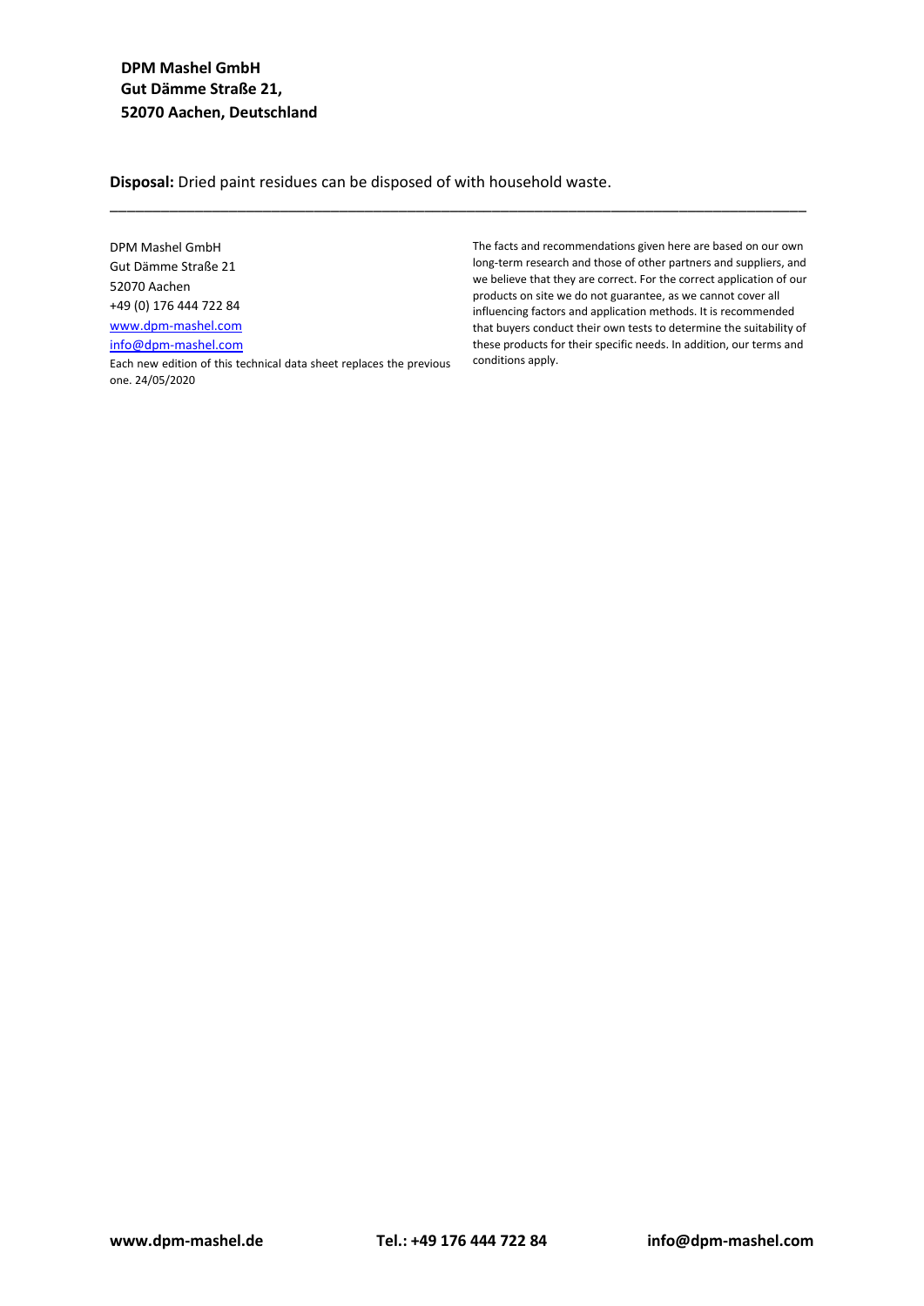**DPM Mashel GmbH**
**Gut Dämme Straße 21,**
**52070 Aachen, Deutschland**

**Disposal:** Dried paint residues can be disposed of with household waste.

---

DPM Mashel GmbH
Gut Dämme Straße 21
52070 Aachen
+49 (0) 176 444 722 84
www.dpm-mashel.com
info@dpm-mashel.com

Each new edition of this technical data sheet replaces the previous one. 24/05/2020

The facts and recommendations given here are based on our own long-term research and those of other partners and suppliers, and we believe that they are correct. For the correct application of our products on site we do not guarantee, as we cannot cover all influencing factors and application methods. It is recommended that buyers conduct their own tests to determine the suitability of these products for their specific needs. In addition, our terms and conditions apply.